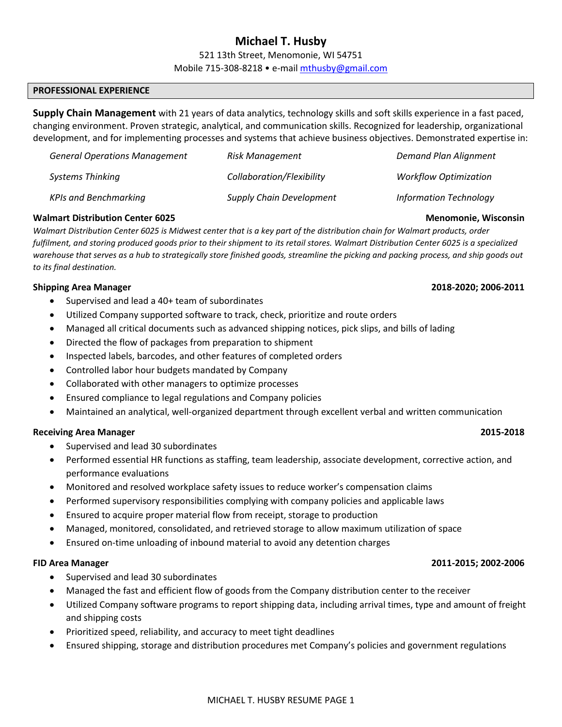# Michael T. Husby

521 13th Street, Menomonie, WI 54751
Mobile 715-308-8218 • e-mail mthusby@gmail.com

## PROFESSIONAL EXPERIENCE

**Supply Chain Management** with 21 years of data analytics, technology skills and soft skills experience in a fast paced, changing environment. Proven strategic, analytical, and communication skills. Recognized for leadership, organizational development, and for implementing processes and systems that achieve business objectives. Demonstrated expertise in:

| | | |
|---|---|---|
| *General Operations Management* | *Risk Management* | *Demand Plan Alignment* |
| *Systems Thinking* | *Collaboration/Flexibility* | *Workflow Optimization* |
| *KPIs and Benchmarking* | *Supply Chain Development* | *Information Technology* |

### Walmart Distribution Center 6025 — Menomonie, Wisconsin

*Walmart Distribution Center 6025 is Midwest center that is a key part of the distribution chain for Walmart products, order fulfilment, and storing produced goods prior to their shipment to its retail stores. Walmart Distribution Center 6025 is a specialized warehouse that serves as a hub to strategically store finished goods, streamline the picking and packing process, and ship goods out to its final destination.*

**Shipping Area Manager** — 2018-2020; 2006-2011

- Supervised and lead a 40+ team of subordinates
- Utilized Company supported software to track, check, prioritize and route orders
- Managed all critical documents such as advanced shipping notices, pick slips, and bills of lading
- Directed the flow of packages from preparation to shipment
- Inspected labels, barcodes, and other features of completed orders
- Controlled labor hour budgets mandated by Company
- Collaborated with other managers to optimize processes
- Ensured compliance to legal regulations and Company policies
- Maintained an analytical, well-organized department through excellent verbal and written communication

**Receiving Area Manager** — 2015-2018

- Supervised and lead 30 subordinates
- Performed essential HR functions as staffing, team leadership, associate development, corrective action, and performance evaluations
- Monitored and resolved workplace safety issues to reduce worker's compensation claims
- Performed supervisory responsibilities complying with company policies and applicable laws
- Ensured to acquire proper material flow from receipt, storage to production
- Managed, monitored, consolidated, and retrieved storage to allow maximum utilization of space
- Ensured on-time unloading of inbound material to avoid any detention charges

**FID Area Manager** — 2011-2015; 2002-2006

- Supervised and lead 30 subordinates
- Managed the fast and efficient flow of goods from the Company distribution center to the receiver
- Utilized Company software programs to report shipping data, including arrival times, type and amount of freight and shipping costs
- Prioritized speed, reliability, and accuracy to meet tight deadlines
- Ensured shipping, storage and distribution procedures met Company's policies and government regulations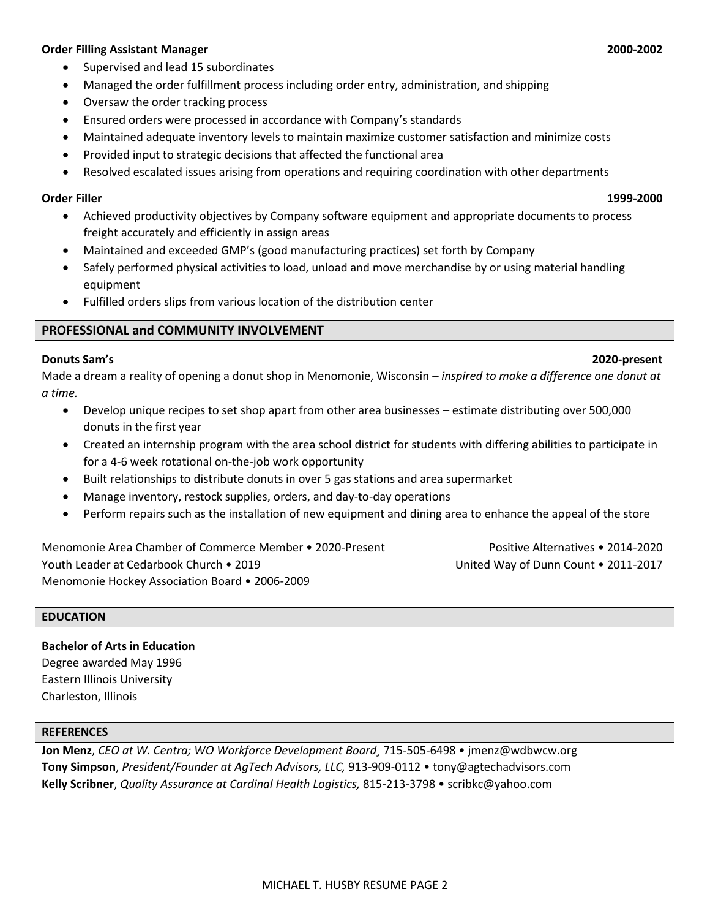**Order Filling Assistant Manager** **2000-2002**

- Supervised and lead 15 subordinates
- Managed the order fulfillment process including order entry, administration, and shipping
- Oversaw the order tracking process
- Ensured orders were processed in accordance with Company's standards
- Maintained adequate inventory levels to maintain maximize customer satisfaction and minimize costs
- Provided input to strategic decisions that affected the functional area
- Resolved escalated issues arising from operations and requiring coordination with other departments

**Order Filler** **1999-2000**

- Achieved productivity objectives by Company software equipment and appropriate documents to process freight accurately and efficiently in assign areas
- Maintained and exceeded GMP's (good manufacturing practices) set forth by Company
- Safely performed physical activities to load, unload and move merchandise by or using material handling equipment
- Fulfilled orders slips from various location of the distribution center

## PROFESSIONAL and COMMUNITY INVOLVEMENT

**Donuts Sam's** **2020-present**

Made a dream a reality of opening a donut shop in Menomonie, Wisconsin – *inspired to make a difference one donut at a time.*

- Develop unique recipes to set shop apart from other area businesses – estimate distributing over 500,000 donuts in the first year
- Created an internship program with the area school district for students with differing abilities to participate in for a 4-6 week rotational on-the-job work opportunity
- Built relationships to distribute donuts in over 5 gas stations and area supermarket
- Manage inventory, restock supplies, orders, and day-to-day operations
- Perform repairs such as the installation of new equipment and dining area to enhance the appeal of the store

Menomonie Area Chamber of Commerce Member • 2020-Present
Youth Leader at Cedarbook Church • 2019
Menomonie Hockey Association Board • 2006-2009
Positive Alternatives • 2014-2020
United Way of Dunn Count • 2011-2017

## EDUCATION

**Bachelor of Arts in Education**
Degree awarded May 1996
Eastern Illinois University
Charleston, Illinois

## REFERENCES

**Jon Menz**, *CEO at W. Centra; WO Workforce Development Board*¸ 715-505-6498 • jmenz@wdbwcw.org
**Tony Simpson**, *President/Founder at AgTech Advisors, LLC,* 913-909-0112 • tony@agtechadvisors.com
**Kelly Scribner**, *Quality Assurance at Cardinal Health Logistics,* 815-213-3798 • scribkc@yahoo.com